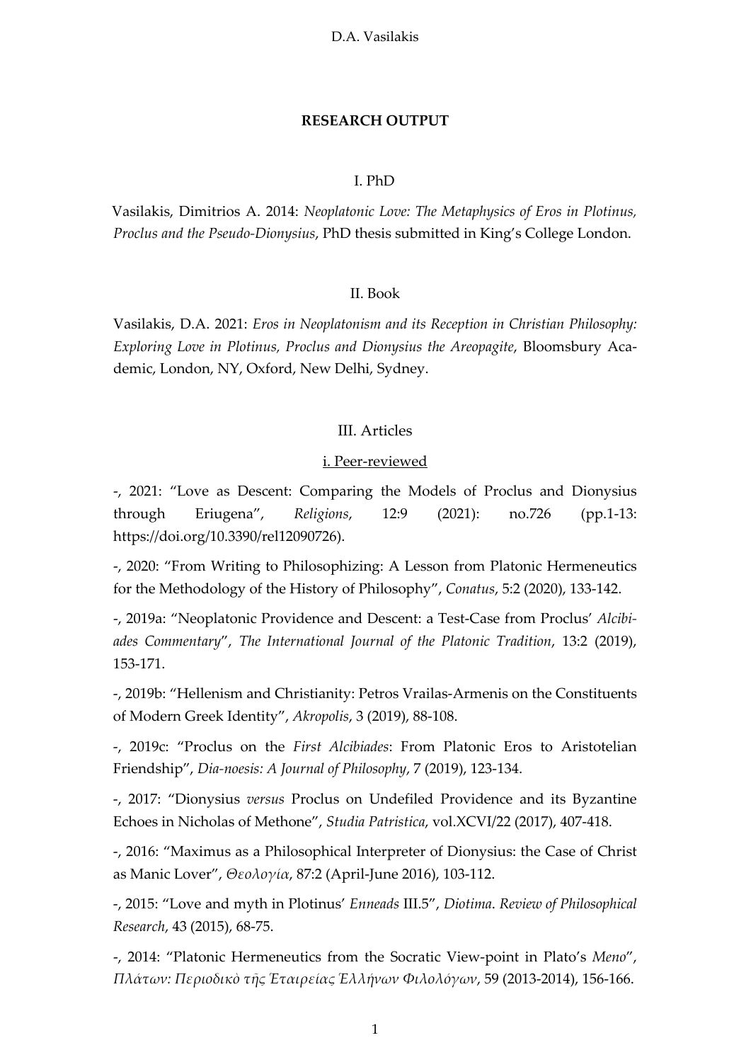# RESEARCH OUTPUT

## I. PhD

Vasilakis, Dimitrios A. 2014: *Neoplatonic Love: The Metaphysics of Eros in Plotinus, Proclus and the Pseudo-Dionysius*, PhD thesis submitted in King's College London.

## II. Book

Vasilakis, D.A. 2021: *Eros in Neoplatonism and its Reception in Christian Philosophy: Exploring Love in Plotinus, Proclus and Dionysius the Areopagite*, Bloomsbury Academic, London, NY, Oxford, New Delhi, Sydney.

## III. Articles

### i. Peer-reviewed

-, 2021: "Love as Descent: Comparing the Models of Proclus and Dionysius through Eriugena", *Religions*, 12:9 (2021): no.726 (pp.1-13: https://doi.org/10.3390/rel12090726).

-, 2020: "From Writing to Philosophizing: A Lesson from Platonic Hermeneutics for the Methodology of the History of Philosophy", *Conatus*, 5:2 (2020), 133-142.

-, 2019a: "Neoplatonic Providence and Descent: a Test-Case from Proclus' *Alcibiades Commentary*", *The International Journal of the Platonic Tradition*, 13:2 (2019), 153-171.

-, 2019b: "Hellenism and Christianity: Petros Vrailas-Armenis on the Constituents of Modern Greek Identity", *Akropolis*, 3 (2019), 88-108.

-, 2019c: "Proclus on the *First Alcibiades*: From Platonic Eros to Aristotelian Friendship", *Dia-noesis: A Journal of Philosophy*, 7 (2019), 123-134.

-, 2017: "Dionysius *versus* Proclus on Undefiled Providence and its Byzantine Echoes in Nicholas of Methone", *Studia Patristica*, vol.XCVI/22 (2017), 407-418.

-, 2016: "Maximus as a Philosophical Interpreter of Dionysius: the Case of Christ as Manic Lover", *Θεολογία*, 87:2 (April-June 2016), 103-112.

-, 2015: "Love and myth in Plotinus' *Enneads* III.5", *Diotima*. *Review of Philosophical Research*, 43 (2015), 68-75.

-, 2014: "Platonic Hermeneutics from the Socratic View-point in Plato's *Meno*", *Πλάτων: Περιοδικὸ τῆς Ἑταιρείας Ἑλλήνων Φιλολόγων*, 59 (2013-2014), 156-166.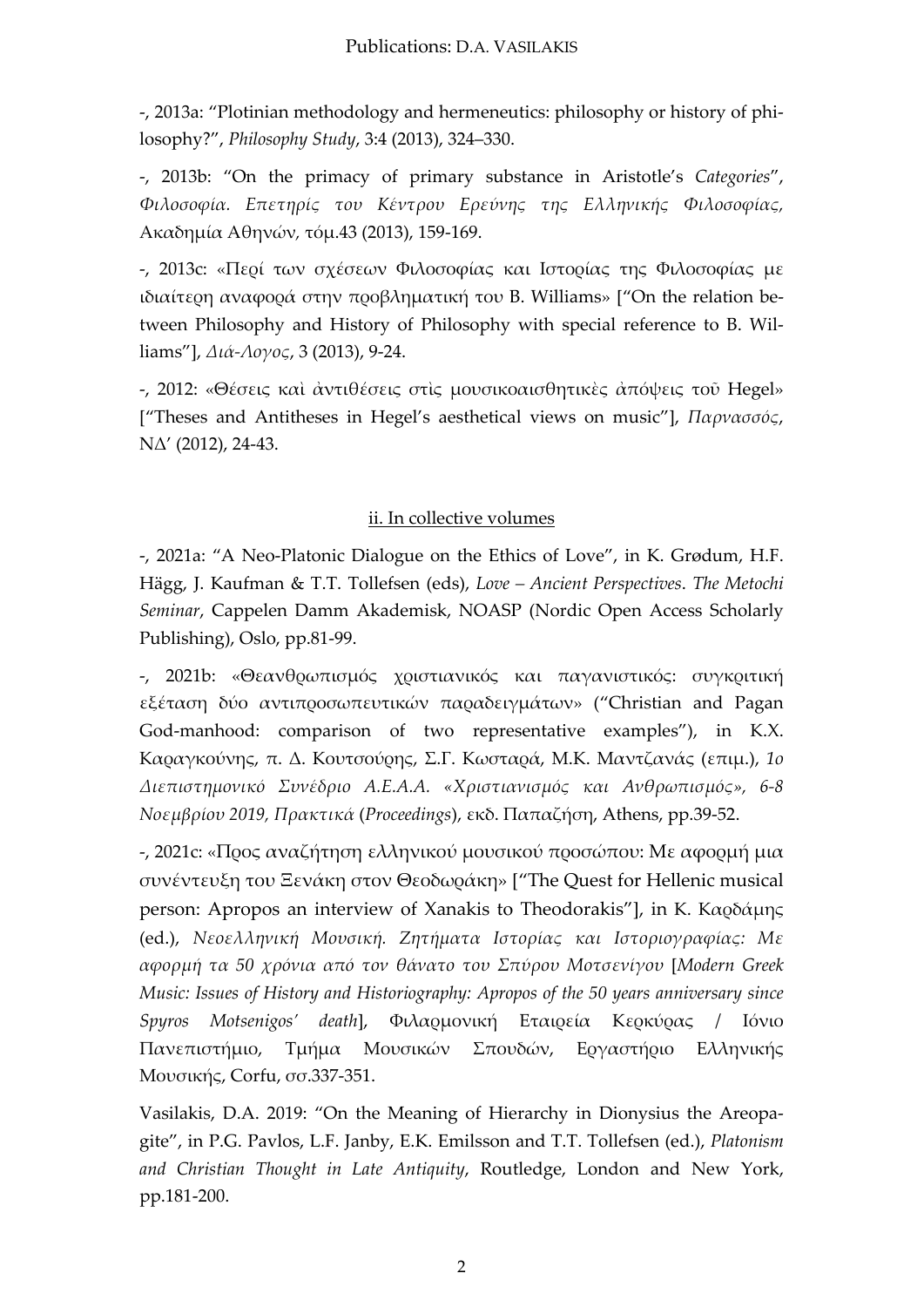-, 2013a: "Plotinian methodology and hermeneutics: philosophy or history of philosophy?", *Philosophy Study*, 3:4 (2013), 324–330.

-, 2013b: "On the primacy of primary substance in Aristotle's *Categories*", *Φιλοσοφία. Επετηρίς του Κέντρου Ερεύνης της Ελληνικής Φιλοσοφίας*, Ακαδημία Αθηνών, τόμ.43 (2013), 159-169.

-, 2013c: «Περί των σχέσεων Φιλοσοφίας και Ιστορίας της Φιλοσοφίας με ιδιαίτερη αναφορά στην προβληματική του B. Williams» ["On the relation between Philosophy and History of Philosophy with special reference to B. Williams"], *Διά-Λογος*, 3 (2013), 9-24.

-, 2012: «Θέσεις καὶ ἀντιθέσεις στὶς μουσικοαισθητικὲς ἀπόψεις τοῦ Hegel» ["Theses and Antitheses in Hegel's aesthetical views on music"], *Παρνασσός*, ΝΔ΄ (2012), 24-43.

## ii. In collective volumes

-, 2021a: "A Neo-Platonic Dialogue on the Ethics of Love", in K. Grødum, H.F. Hägg, J. Kaufman & T.T. Tollefsen (eds), *Love – Ancient Perspectives*. *The Metochi Seminar*, Cappelen Damm Akademisk, NOASP (Nordic Open Access Scholarly Publishing), Oslo, pp.81-99.

-, 2021b: «Θεανθρωπισμός χριστιανικός και παγανιστικός: συγκριτική εξέταση δύο αντιπροσωπευτικών παραδειγμάτων» ("Christian and Pagan God-manhood: comparison of two representative examples"), in Κ.Χ. Καραγκούνης, π. Δ. Κουτσούρης, Σ.Γ. Κωσταρά, Μ.Κ. Μαντζανάς (επιμ.), *1ο Διεπιστημονικό Συνέδριο Α.Ε.Α.Α. «Χριστιανισμός και Ανθρωπισμός», 6-8 Νοεμβρίου 2019, Πρακτικά* (*Proceedings*), εκδ. Παπαζήση, Athens, pp.39-52.

-, 2021c: «Προς αναζήτηση ελληνικού μουσικού προσώπου: Με αφορμή μια συνέντευξη του Ξενάκη στον Θεοδωράκη» ["The Quest for Hellenic musical person: Apropos an interview of Xanakis to Theodorakis"], in Κ. Καρδάμης (ed.), *Νεοελληνική Μουσική. Ζητήματα Ιστορίας και Ιστοριογραφίας: Με αφορμή τα 50 χρόνια από τον θάνατο του Σπύρου Μοτσενίγου* [*Modern Greek Music: Issues of History and Historiography: Apropos of the 50 years anniversary since Spyros Motsenigos' death*], Φιλαρμονική Εταιρεία Κερκύρας / Ιόνιο Πανεπιστήμιο, Τμήμα Μουσικών Σπουδών, Εργαστήριο Ελληνικής Μουσικής, Corfu, σσ.337-351.

Vasilakis, D.A. 2019: "On the Meaning of Hierarchy in Dionysius the Areopagite", in P.G. Pavlos, L.F. Janby, E.K. Emilsson and T.T. Tollefsen (ed.), *Platonism and Christian Thought in Late Antiquity*, Routledge, London and New York, pp.181-200.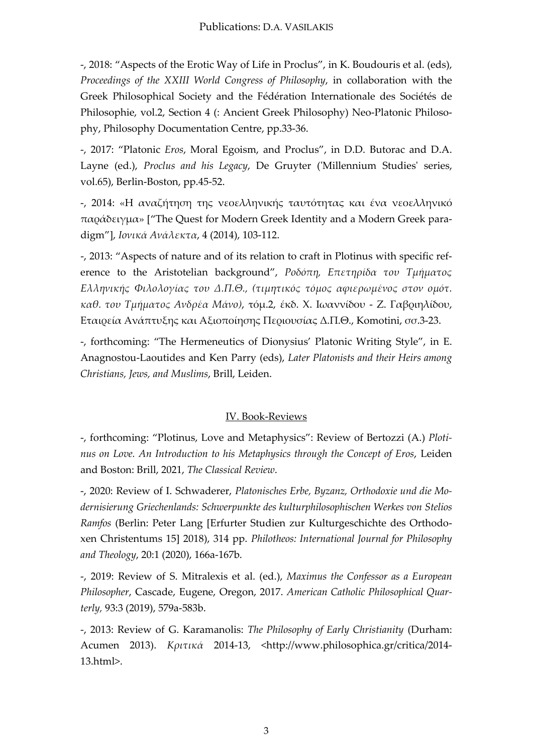-, 2018: "Aspects of the Erotic Way of Life in Proclus", in K. Boudouris et al. (eds), *Proceedings of the XXIII World Congress of Philosophy*, in collaboration with the Greek Philosophical Society and the Fédération Internationale des Sociétés de Philosophie, vol.2, Section 4 (: Ancient Greek Philosophy) Neo-Platonic Philosophy, Philosophy Documentation Centre, pp.33-36.

-, 2017: "Platonic *Eros*, Moral Egoism, and Proclus", in D.D. Butorac and D.A. Layne (ed.), *Proclus and his Legacy*, De Gruyter ('Millennium Studies' series, vol.65), Berlin-Boston, pp.45-52.

-, 2014: «Η αναζήτηση της νεοελληνικής ταυτότητας και ένα νεοελληνικό παράδειγμα» ["The Quest for Modern Greek Identity and a Modern Greek paradigm"], *Ιονικά Ανάλεκτα*, 4 (2014), 103-112.

-, 2013: "Aspects of nature and of its relation to craft in Plotinus with specific reference to the Aristotelian background", *Ροδόπη, Επετηρίδα του Τμήματος Ελληνικής Φιλολογίας του Δ.Π.Θ., (τιμητικός τόμος αφιερωμένος στον ομότ. καθ. του Τμήματος Ανδρέα Μάνο)*, τόμ.2, έκδ. Χ. Ιωαννίδου - Ζ. Γαβριηλίδου, Εταιρεία Ανάπτυξης και Αξιοποίησης Περιουσίας Δ.Π.Θ., Komotini, σσ.3-23.

-, forthcoming: "The Hermeneutics of Dionysius' Platonic Writing Style", in E. Anagnostou-Laoutides and Ken Parry (eds), *Later Platonists and their Heirs among Christians, Jews, and Muslims*, Brill, Leiden.

## IV. Book-Reviews

-, forthcoming: "Plotinus, Love and Metaphysics": Review of Bertozzi (A.) *Plotinus on Love. An Introduction to his Metaphysics through the Concept of Eros*, Leiden and Boston: Brill, 2021, *The Classical Review*.

-, 2020: Review of I. Schwaderer, *Platonisches Erbe, Byzanz, Orthodoxie und die Modernisierung Griechenlands: Schwerpunkte des kulturphilosophischen Werkes von Stelios Ramfos* (Berlin: Peter Lang [Erfurter Studien zur Kulturgeschichte des Orthodoxen Christentums 15] 2018), 314 pp. *Philotheos: International Journal for Philosophy and Theology*, 20:1 (2020), 166a-167b.

-, 2019: Review of S. Mitralexis et al. (ed.), *Maximus the Confessor as a European Philosopher*, Cascade, Eugene, Oregon, 2017. *American Catholic Philosophical Quarterly*, 93:3 (2019), 579a-583b.

-, 2013: Review of G. Karamanolis: *The Philosophy of Early Christianity* (Durham: Acumen 2013). *Κριτικά* 2014-13, <http://www.philosophica.gr/critica/2014-13.html>.